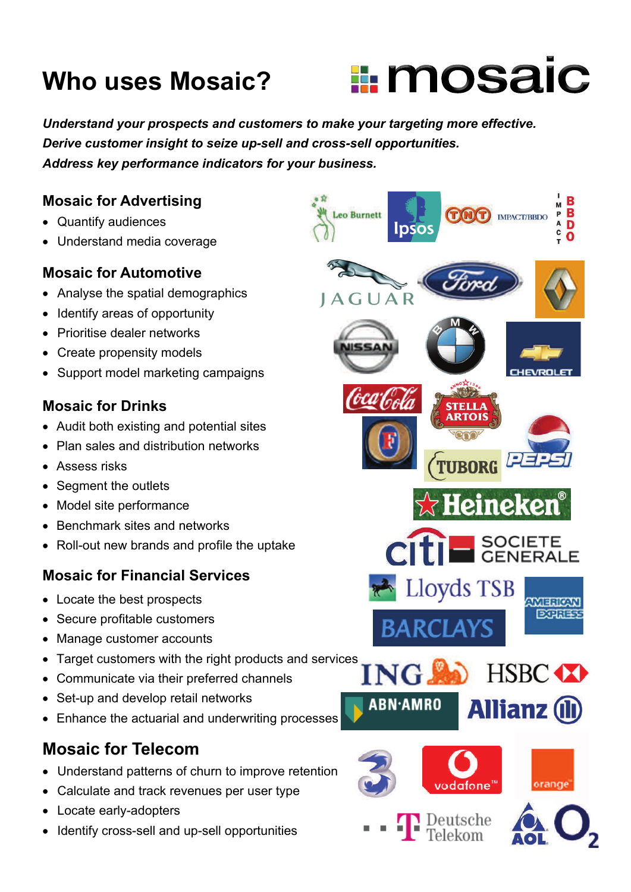# Who uses Mosaic?

mosaic

***Understand your prospects and customers to make your targeting more effective.***
***Derive customer insight to seize up-sell and cross-sell opportunities.***
***Address key performance indicators for your business.***

## Mosaic for Advertising

- Quantify audiences
- Understand media coverage

## Mosaic for Automotive

- Analyse the spatial demographics
- Identify areas of opportunity
- Prioritise dealer networks
- Create propensity models
- Support model marketing campaigns

## Mosaic for Drinks

- Audit both existing and potential sites
- Plan sales and distribution networks
- Assess risks
- Segment the outlets
- Model site performance
- Benchmark sites and networks
- Roll-out new brands and profile the uptake

## Mosaic for Financial Services

- Locate the best prospects
- Secure profitable customers
- Manage customer accounts
- Target customers with the right products and services
- Communicate via their preferred channels
- Set-up and develop retail networks
- Enhance the actuarial and underwriting processes

## Mosaic for Telecom

- Understand patterns of churn to improve retention
- Calculate and track revenues per user type
- Locate early-adopters
- Identify cross-sell and up-sell opportunities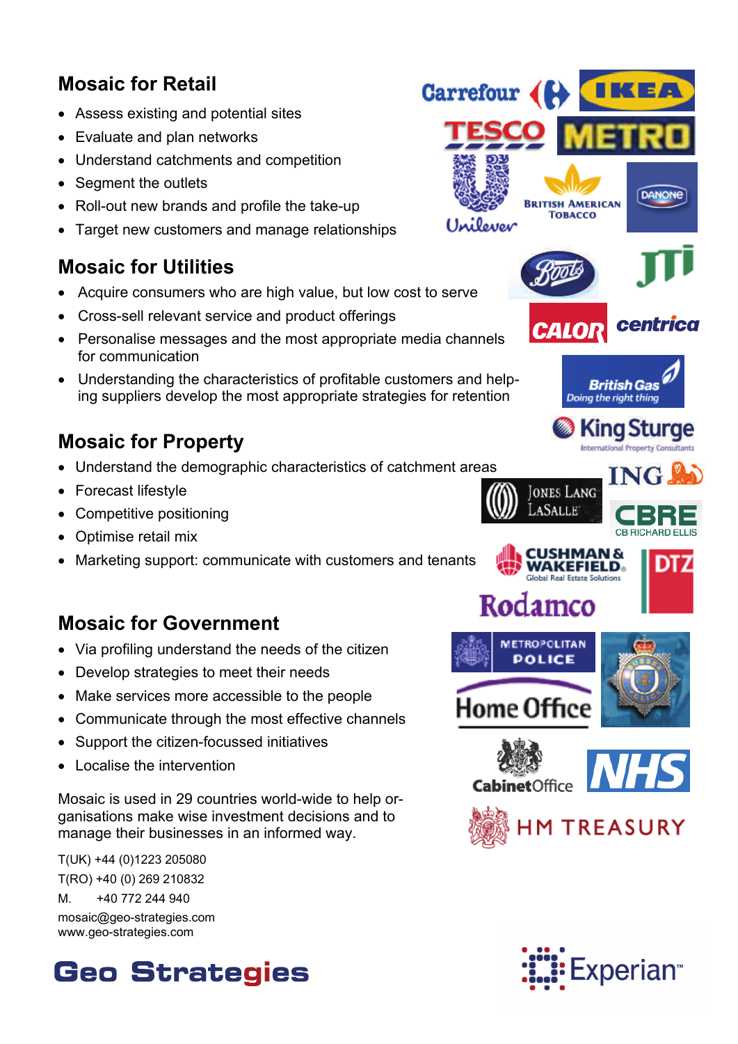## Mosaic for Retail

- Assess existing and potential sites
- Evaluate and plan networks
- Understand catchments and competition
- Segment the outlets
- Roll-out new brands and profile the take-up
- Target new customers and manage relationships

## Mosaic for Utilities

- Acquire consumers who are high value, but low cost to serve
- Cross-sell relevant service and product offerings
- Personalise messages and the most appropriate media channels for communication
- Understanding the characteristics of profitable customers and helping suppliers develop the most appropriate strategies for retention

## Mosaic for Property

- Understand the demographic characteristics of catchment areas
- Forecast lifestyle
- Competitive positioning
- Optimise retail mix
- Marketing support: communicate with customers and tenants

## Mosaic for Government

- Via profiling understand the needs of the citizen
- Develop strategies to meet their needs
- Make services more accessible to the people
- Communicate through the most effective channels
- Support the citizen-focussed initiatives
- Localise the intervention

Mosaic is used in 29 countries world-wide to help organisations make wise investment decisions and to manage their businesses in an informed way.

T(UK) +44 (0)1223 205080
T(RO) +40 (0) 269 210832
M. +40 772 244 940
mosaic@geo-strategies.com
www.geo-strategies.com

**Geo Strategies**

Carrefour IKEA TESCO METRO Unilever British American Tobacco Danone Boots JTI Calor centrica British Gas Doing the right thing King Sturge International Property Consultants ING Jones Lang LaSalle CBRE CB Richard Ellis Cushman & Wakefield Global Real Estate Solutions DTZ Rodamco Metropolitan Police Home Office Cabinet Office NHS HM Treasury Experian